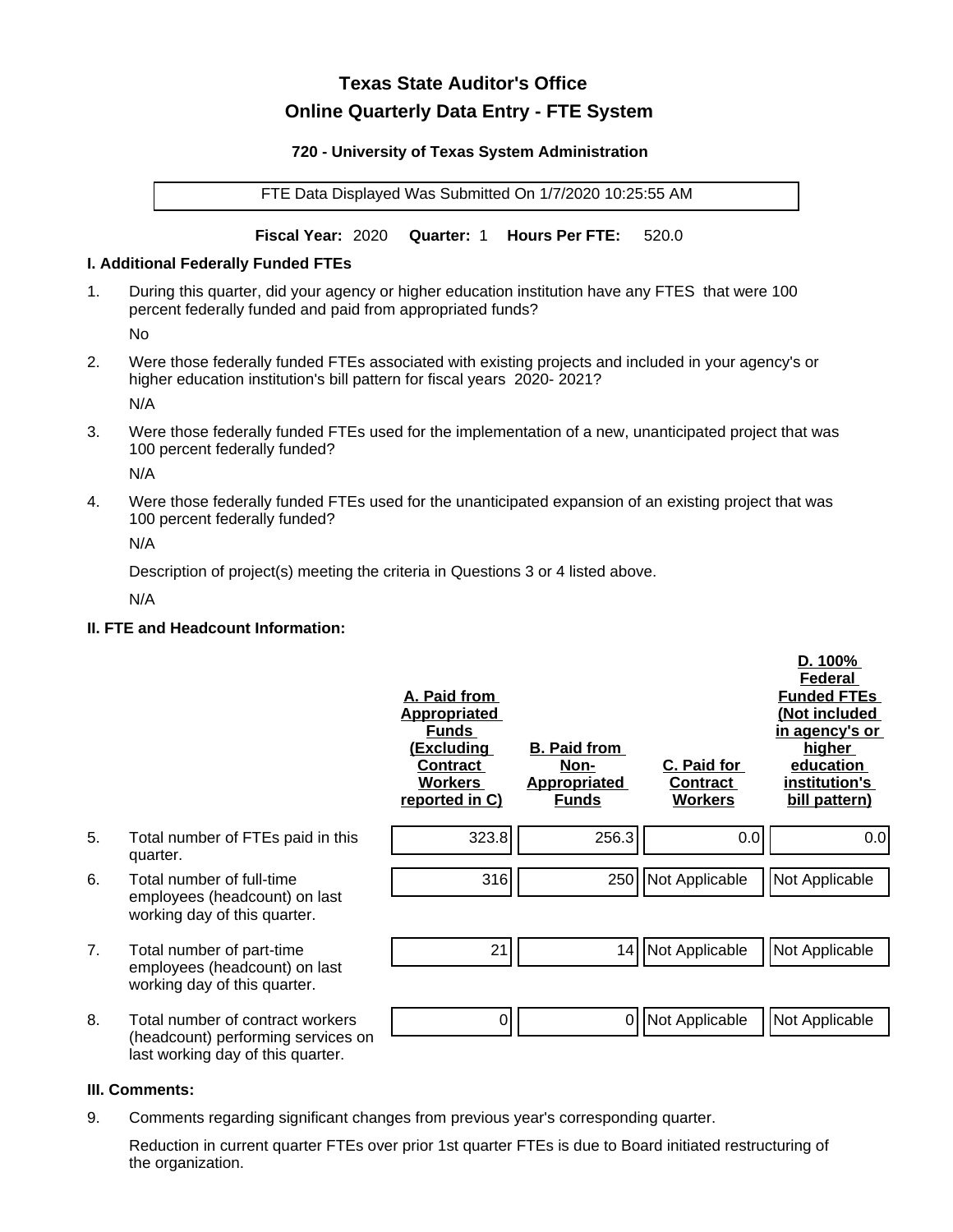# Texas State Auditor's Office

## Online Quarterly Data Entry - FTE System

### 720 - University of Texas System Administration

FTE Data Displayed Was Submitted On 1/7/2020 10:25:55 AM

**Fiscal Year:** 2020 **Quarter:** 1 **Hours Per FTE:** 520.0

### I. Additional Federally Funded FTEs

1. During this quarter, did your agency or higher education institution have any FTES that were 100 percent federally funded and paid from appropriated funds?

   No

2. Were those federally funded FTEs associated with existing projects and included in your agency's or higher education institution's bill pattern for fiscal years 2020- 2021?

   N/A

3. Were those federally funded FTEs used for the implementation of a new, unanticipated project that was 100 percent federally funded?

   N/A

4. Were those federally funded FTEs used for the unanticipated expansion of an existing project that was 100 percent federally funded?

   N/A

   Description of project(s) meeting the criteria in Questions 3 or 4 listed above.

   N/A

### II. FTE and Headcount Information:

| | | A. Paid from Appropriated Funds (Excluding Contract Workers reported in C) | B. Paid from Non-Appropriated Funds | C. Paid for Contract Workers | D. 100% Federal Funded FTEs (Not included in agency's or higher education institution's bill pattern) |
|---|---|---|---|---|---|
| 5. | Total number of FTEs paid in this quarter. | 323.8 | 256.3 | 0.0 | 0.0 |
| 6. | Total number of full-time employees (headcount) on last working day of this quarter. | 316 | 250 | Not Applicable | Not Applicable |
| 7. | Total number of part-time employees (headcount) on last working day of this quarter. | 21 | 14 | Not Applicable | Not Applicable |
| 8. | Total number of contract workers (headcount) performing services on last working day of this quarter. | 0 | 0 | Not Applicable | Not Applicable |

### III. Comments:

9. Comments regarding significant changes from previous year's corresponding quarter.

   Reduction in current quarter FTEs over prior 1st quarter FTEs is due to Board initiated restructuring of the organization.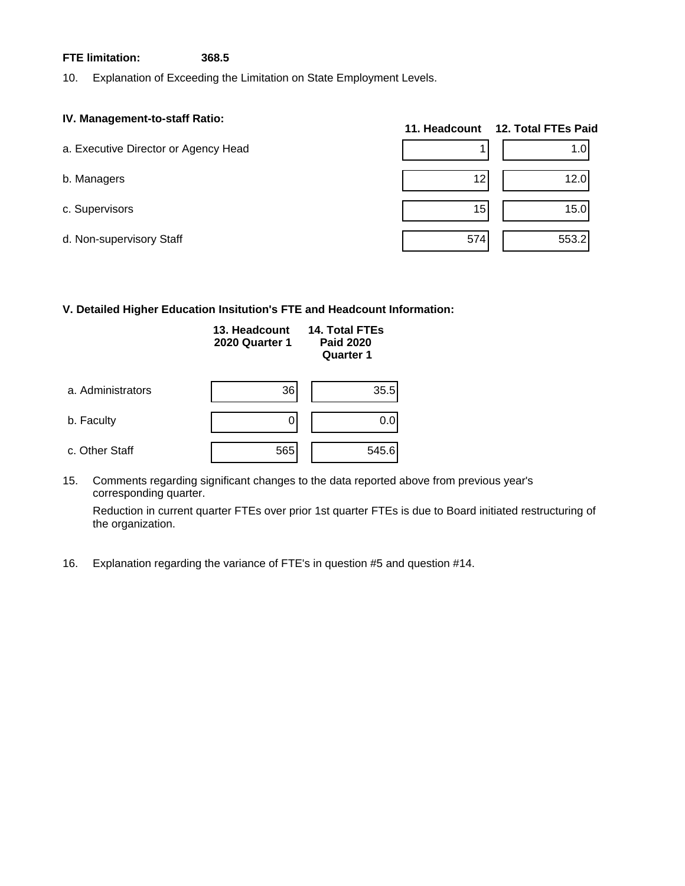**FTE limitation:** **368.5**

10. Explanation of Exceeding the Limitation on State Employment Levels.

**IV. Management-to-staff Ratio:**

| | 11. Headcount | 12. Total FTEs Paid |
|---|---|---|
| a. Executive Director or Agency Head | 1 | 1.0 |
| b. Managers | 12 | 12.0 |
| c. Supervisors | 15 | 15.0 |
| d. Non-supervisory Staff | 574 | 553.2 |

**V. Detailed Higher Education Insitution's FTE and Headcount Information:**

| | 13. Headcount 2020 Quarter 1 | 14. Total FTEs Paid 2020 Quarter 1 |
|---|---|---|
| a. Administrators | 36 | 35.5 |
| b. Faculty | 0 | 0.0 |
| c. Other Staff | 565 | 545.6 |

15. Comments regarding significant changes to the data reported above from previous year's corresponding quarter.

    Reduction in current quarter FTEs over prior 1st quarter FTEs is due to Board initiated restructuring of the organization.

16. Explanation regarding the variance of FTE's in question #5 and question #14.